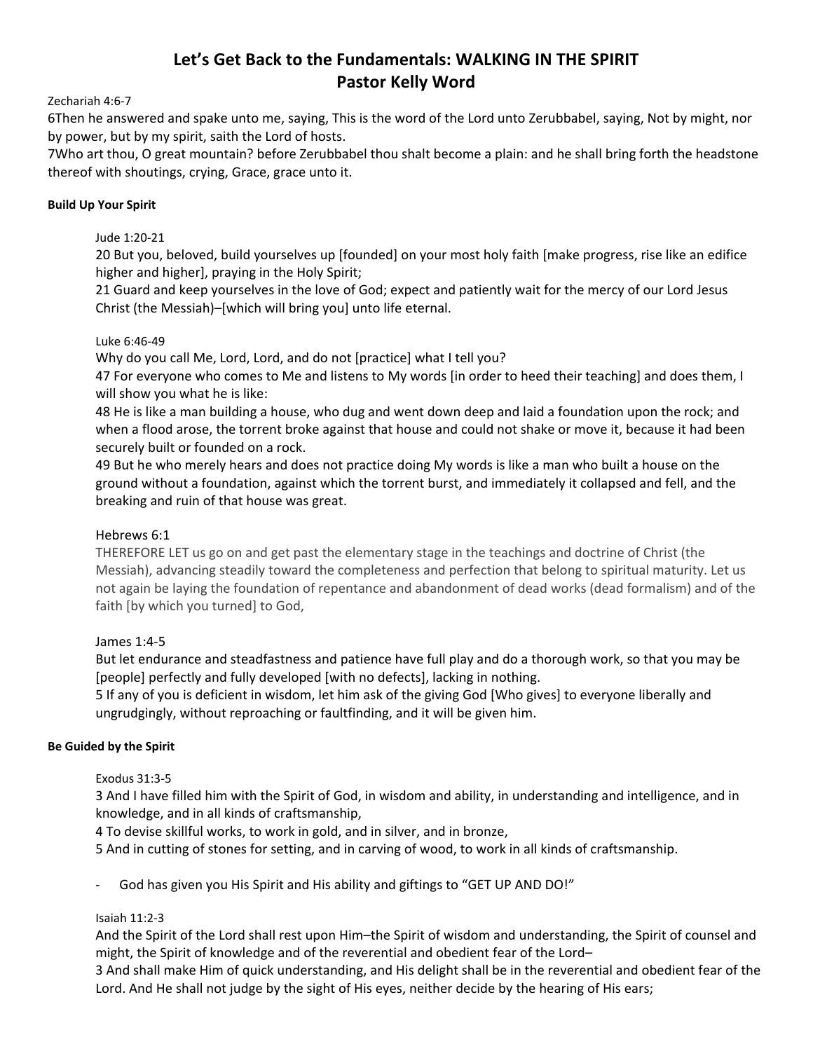# Let's Get Back to the Fundamentals: WALKING IN THE SPIRIT
# Pastor Kelly Word

Zechariah 4:6-7

6Then he answered and spake unto me, saying, This is the word of the Lord unto Zerubbabel, saying, Not by might, nor by power, but by my spirit, saith the Lord of hosts.

7Who art thou, O great mountain? before Zerubbabel thou shalt become a plain: and he shall bring forth the headstone thereof with shoutings, crying, Grace, grace unto it.

**Build Up Your Spirit**

Jude 1:20-21

20 But you, beloved, build yourselves up [founded] on your most holy faith [make progress, rise like an edifice higher and higher], praying in the Holy Spirit;

21 Guard and keep yourselves in the love of God; expect and patiently wait for the mercy of our Lord Jesus Christ (the Messiah)–[which will bring you] unto life eternal.

Luke 6:46-49

Why do you call Me, Lord, Lord, and do not [practice] what I tell you?

47 For everyone who comes to Me and listens to My words [in order to heed their teaching] and does them, I will show you what he is like:

48 He is like a man building a house, who dug and went down deep and laid a foundation upon the rock; and when a flood arose, the torrent broke against that house and could not shake or move it, because it had been securely built or founded on a rock.

49 But he who merely hears and does not practice doing My words is like a man who built a house on the ground without a foundation, against which the torrent burst, and immediately it collapsed and fell, and the breaking and ruin of that house was great.

Hebrews 6:1

THEREFORE LET us go on and get past the elementary stage in the teachings and doctrine of Christ (the Messiah), advancing steadily toward the completeness and perfection that belong to spiritual maturity. Let us not again be laying the foundation of repentance and abandonment of dead works (dead formalism) and of the faith [by which you turned] to God,

James 1:4-5

But let endurance and steadfastness and patience have full play and do a thorough work, so that you may be [people] perfectly and fully developed [with no defects], lacking in nothing.

5 If any of you is deficient in wisdom, let him ask of the giving God [Who gives] to everyone liberally and ungrudgingly, without reproaching or faultfinding, and it will be given him.

**Be Guided by the Spirit**

Exodus 31:3-5

3 And I have filled him with the Spirit of God, in wisdom and ability, in understanding and intelligence, and in knowledge, and in all kinds of craftsmanship,

4 To devise skillful works, to work in gold, and in silver, and in bronze,

5 And in cutting of stones for setting, and in carving of wood, to work in all kinds of craftsmanship.

- God has given you His Spirit and His ability and giftings to "GET UP AND DO!"

Isaiah 11:2-3

And the Spirit of the Lord shall rest upon Him–the Spirit of wisdom and understanding, the Spirit of counsel and might, the Spirit of knowledge and of the reverential and obedient fear of the Lord–

3 And shall make Him of quick understanding, and His delight shall be in the reverential and obedient fear of the Lord. And He shall not judge by the sight of His eyes, neither decide by the hearing of His ears;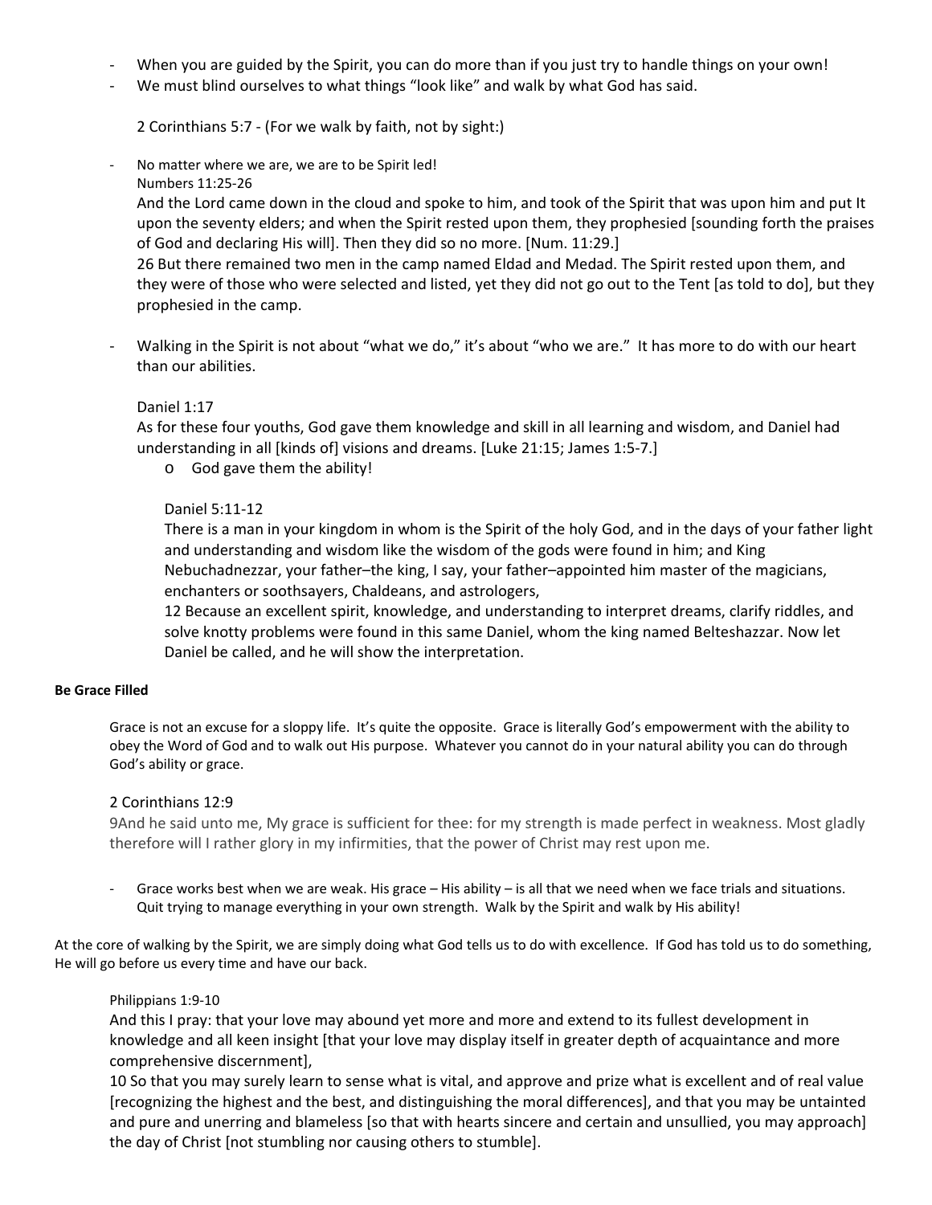- When you are guided by the Spirit, you can do more than if you just try to handle things on your own!
- We must blind ourselves to what things "look like" and walk by what God has said.

  2 Corinthians 5:7 - (For we walk by faith, not by sight:)

- No matter where we are, we are to be Spirit led!
  Numbers 11:25-26
  And the Lord came down in the cloud and spoke to him, and took of the Spirit that was upon him and put It upon the seventy elders; and when the Spirit rested upon them, they prophesied [sounding forth the praises of God and declaring His will]. Then they did so no more. [Num. 11:29.]
  26 But there remained two men in the camp named Eldad and Medad. The Spirit rested upon them, and they were of those who were selected and listed, yet they did not go out to the Tent [as told to do], but they prophesied in the camp.

- Walking in the Spirit is not about "what we do," it's about "who we are." It has more to do with our heart than our abilities.

  Daniel 1:17
  As for these four youths, God gave them knowledge and skill in all learning and wisdom, and Daniel had understanding in all [kinds of] visions and dreams. [Luke 21:15; James 1:5-7.]
  - God gave them the ability!

  Daniel 5:11-12
  There is a man in your kingdom in whom is the Spirit of the holy God, and in the days of your father light and understanding and wisdom like the wisdom of the gods were found in him; and King Nebuchadnezzar, your father–the king, I say, your father–appointed him master of the magicians, enchanters or soothsayers, Chaldeans, and astrologers,
  12 Because an excellent spirit, knowledge, and understanding to interpret dreams, clarify riddles, and solve knotty problems were found in this same Daniel, whom the king named Belteshazzar. Now let Daniel be called, and he will show the interpretation.

**Be Grace Filled**

Grace is not an excuse for a sloppy life. It's quite the opposite. Grace is literally God's empowerment with the ability to obey the Word of God and to walk out His purpose. Whatever you cannot do in your natural ability you can do through God's ability or grace.

2 Corinthians 12:9
9And he said unto me, My grace is sufficient for thee: for my strength is made perfect in weakness. Most gladly therefore will I rather glory in my infirmities, that the power of Christ may rest upon me.

- Grace works best when we are weak. His grace – His ability – is all that we need when we face trials and situations. Quit trying to manage everything in your own strength. Walk by the Spirit and walk by His ability!

At the core of walking by the Spirit, we are simply doing what God tells us to do with excellence. If God has told us to do something, He will go before us every time and have our back.

Philippians 1:9-10
And this I pray: that your love may abound yet more and more and extend to its fullest development in knowledge and all keen insight [that your love may display itself in greater depth of acquaintance and more comprehensive discernment],
10 So that you may surely learn to sense what is vital, and approve and prize what is excellent and of real value [recognizing the highest and the best, and distinguishing the moral differences], and that you may be untainted and pure and unerring and blameless [so that with hearts sincere and certain and unsullied, you may approach] the day of Christ [not stumbling nor causing others to stumble].